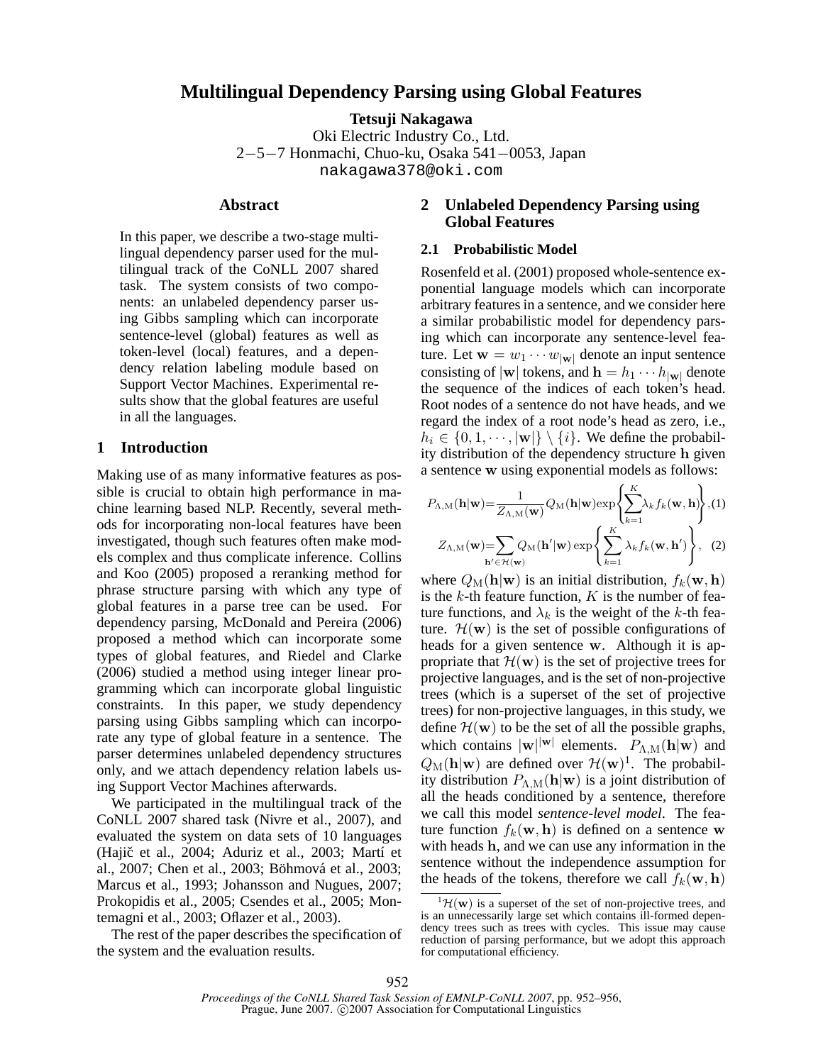# Multilingual Dependency Parsing using Global Features

**Tetsuji Nakagawa**
Oki Electric Industry Co., Ltd.
2−5−7 Honmachi, Chuo-ku, Osaka 541−0053, Japan
nakagawa378@oki.com

## Abstract

In this paper, we describe a two-stage multilingual dependency parser used for the multilingual track of the CoNLL 2007 shared task. The system consists of two components: an unlabeled dependency parser using Gibbs sampling which can incorporate sentence-level (global) features as well as token-level (local) features, and a dependency relation labeling module based on Support Vector Machines. Experimental results show that the global features are useful in all the languages.

## 1 Introduction

Making use of as many informative features as possible is crucial to obtain high performance in machine learning based NLP. Recently, several methods for incorporating non-local features have been investigated, though such features often make models complex and thus complicate inference. Collins and Koo (2005) proposed a reranking method for phrase structure parsing with which any type of global features in a parse tree can be used. For dependency parsing, McDonald and Pereira (2006) proposed a method which can incorporate some types of global features, and Riedel and Clarke (2006) studied a method using integer linear programming which can incorporate global linguistic constraints. In this paper, we study dependency parsing using Gibbs sampling which can incorporate any type of global feature in a sentence. The parser determines unlabeled dependency structures only, and we attach dependency relation labels using Support Vector Machines afterwards.

We participated in the multilingual track of the CoNLL 2007 shared task (Nivre et al., 2007), and evaluated the system on data sets of 10 languages (Hajič et al., 2004; Aduriz et al., 2003; Martí et al., 2007; Chen et al., 2003; Böhmová et al., 2003; Marcus et al., 1993; Johansson and Nugues, 2007; Prokopidis et al., 2005; Csendes et al., 2005; Montemagni et al., 2003; Oflazer et al., 2003).

The rest of the paper describes the specification of the system and the evaluation results.

## 2 Unlabeled Dependency Parsing using Global Features

### 2.1 Probabilistic Model

Rosenfeld et al. (2001) proposed whole-sentence exponential language models which can incorporate arbitrary features in a sentence, and we consider here a similar probabilistic model for dependency parsing which can incorporate any sentence-level feature. Let $\mathbf{w} = w_1 \cdots w_{|\mathbf{w}|}$ denote an input sentence consisting of $|\mathbf{w}|$ tokens, and $\mathbf{h} = h_1 \cdots h_{|\mathbf{w}|}$ denote the sequence of the indices of each token's head. Root nodes of a sentence do not have heads, and we regard the index of a root node's head as zero, i.e., $h_i \in \{0, 1, \cdots, |\mathbf{w}|\} \setminus \{i\}$. We define the probability distribution of the dependency structure $\mathbf{h}$ given a sentence $\mathbf{w}$ using exponential models as follows:

$$P_{\Lambda,\mathrm{M}}(\mathbf{h}|\mathbf{w}) = \frac{1}{Z_{\Lambda,\mathrm{M}}(\mathbf{w})} Q_{\mathrm{M}}(\mathbf{h}|\mathbf{w}) \exp\left\{\sum_{k=1}^{K} \lambda_k f_k(\mathbf{w}, \mathbf{h})\right\}, \quad (1)$$

$$Z_{\Lambda,\mathrm{M}}(\mathbf{w}) = \sum_{\mathbf{h}' \in \mathcal{H}(\mathbf{w})} Q_{\mathrm{M}}(\mathbf{h}'|\mathbf{w}) \exp\left\{\sum_{k=1}^{K} \lambda_k f_k(\mathbf{w}, \mathbf{h}')\right\}, \quad (2)$$

where $Q_{\mathrm{M}}(\mathbf{h}|\mathbf{w})$ is an initial distribution, $f_k(\mathbf{w}, \mathbf{h})$ is the $k$-th feature function, $K$ is the number of feature functions, and $\lambda_k$ is the weight of the $k$-th feature. $\mathcal{H}(\mathbf{w})$ is the set of possible configurations of heads for a given sentence $\mathbf{w}$. Although it is appropriate that $\mathcal{H}(\mathbf{w})$ is the set of projective trees for projective languages, and is the set of non-projective trees (which is a superset of the set of projective trees) for non-projective languages, in this study, we define $\mathcal{H}(\mathbf{w})$ to be the set of all the possible graphs, which contains $|\mathbf{w}|^{|\mathbf{w}|}$ elements. $P_{\Lambda,\mathrm{M}}(\mathbf{h}|\mathbf{w})$ and $Q_{\mathrm{M}}(\mathbf{h}|\mathbf{w})$ are defined over $\mathcal{H}(\mathbf{w})$[1]. The probability distribution $P_{\Lambda,\mathrm{M}}(\mathbf{h}|\mathbf{w})$ is a joint distribution of all the heads conditioned by a sentence, therefore we call this model *sentence-level model*. The feature function $f_k(\mathbf{w}, \mathbf{h})$ is defined on a sentence $\mathbf{w}$ with heads $\mathbf{h}$, and we can use any information in the sentence without the independence assumption for the heads of the tokens, therefore we call $f_k(\mathbf{w}, \mathbf{h})$

[1] $\mathcal{H}(\mathbf{w})$ is a superset of the set of non-projective trees, and is an unnecessarily large set which contains ill-formed dependency trees such as trees with cycles. This issue may cause reduction of parsing performance, but we adopt this approach for computational efficiency.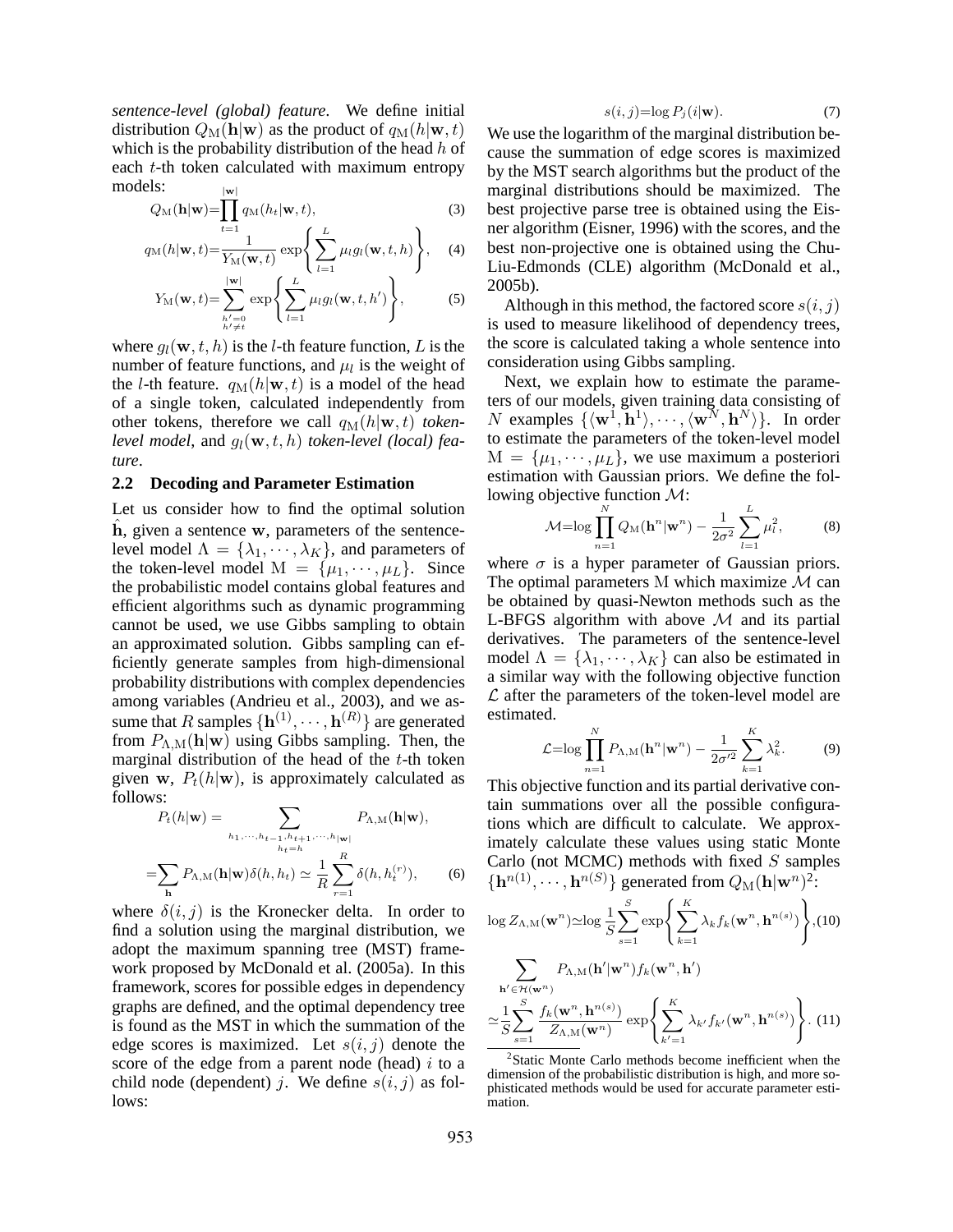*sentence-level (global) feature*. We define initial distribution $Q_{\mathrm{M}}(\mathbf{h}|\mathbf{w})$ as the product of $q_{\mathrm{M}}(h|\mathbf{w},t)$ which is the probability distribution of the head $h$ of each $t$-th token calculated with maximum entropy models:

$$Q_{\mathrm{M}}(\mathbf{h}|\mathbf{w})=\prod_{t=1}^{|\mathbf{w}|} q_{\mathrm{M}}(h_t|\mathbf{w},t), \tag{3}$$

$$q_{\mathrm{M}}(h|\mathbf{w},t)=\frac{1}{Y_{\mathrm{M}}(\mathbf{w},t)}\exp\left\{\sum_{l=1}^{L}\mu_l g_l(\mathbf{w},t,h)\right\}, \tag{4}$$

$$Y_{\mathrm{M}}(\mathbf{w},t)=\sum_{\substack{h'=0\\h'\neq t}}^{|\mathbf{w}|}\exp\left\{\sum_{l=1}^{L}\mu_l g_l(\mathbf{w},t,h')\right\}, \tag{5}$$

where $g_l(\mathbf{w},t,h)$ is the $l$-th feature function, $L$ is the number of feature functions, and $\mu_l$ is the weight of the $l$-th feature. $q_{\mathrm{M}}(h|\mathbf{w},t)$ is a model of the head of a single token, calculated independently from other tokens, therefore we call $q_{\mathrm{M}}(h|\mathbf{w},t)$ *token-level model*, and $g_l(\mathbf{w},t,h)$ *token-level (local) feature*.

### 2.2 Decoding and Parameter Estimation

Let us consider how to find the optimal solution $\hat{\mathbf{h}}$, given a sentence $\mathbf{w}$, parameters of the sentence-level model $\Lambda = \{\lambda_1,\cdots,\lambda_K\}$, and parameters of the token-level model $\mathrm{M} = \{\mu_1,\cdots,\mu_L\}$. Since the probabilistic model contains global features and efficient algorithms such as dynamic programming cannot be used, we use Gibbs sampling to obtain an approximated solution. Gibbs sampling can efficiently generate samples from high-dimensional probability distributions with complex dependencies among variables (Andrieu et al., 2003), and we assume that $R$ samples $\{\mathbf{h}^{(1)},\cdots,\mathbf{h}^{(R)}\}$ are generated from $P_{\Lambda,\mathrm{M}}(\mathbf{h}|\mathbf{w})$ using Gibbs sampling. Then, the marginal distribution of the head of the $t$-th token given $\mathbf{w}$, $P_t(h|\mathbf{w})$, is approximately calculated as follows:

$$P_t(h|\mathbf{w}) = \sum_{\substack{h_1,\cdots,h_{t-1},h_{t+1},\cdots,h_{|\mathbf{w}|}\\h_t=h}} P_{\Lambda,\mathrm{M}}(\mathbf{h}|\mathbf{w}),$$

$$=\sum_{\mathbf{h}} P_{\Lambda,\mathrm{M}}(\mathbf{h}|\mathbf{w})\delta(h,h_t) \simeq \frac{1}{R}\sum_{r=1}^{R}\delta(h,h_t^{(r)}), \tag{6}$$

where $\delta(i,j)$ is the Kronecker delta. In order to find a solution using the marginal distribution, we adopt the maximum spanning tree (MST) framework proposed by McDonald et al. (2005a). In this framework, scores for possible edges in dependency graphs are defined, and the optimal dependency tree is found as the MST in which the summation of the edge scores is maximized. Let $s(i,j)$ denote the score of the edge from a parent node (head) $i$ to a child node (dependent) $j$. We define $s(i,j)$ as follows:

$$s(i,j)=\log P_j(i|\mathbf{w}). \tag{7}$$

We use the logarithm of the marginal distribution because the summation of edge scores is maximized by the MST search algorithms but the product of the marginal distributions should be maximized. The best projective parse tree is obtained using the Eisner algorithm (Eisner, 1996) with the scores, and the best non-projective one is obtained using the Chu-Liu-Edmonds (CLE) algorithm (McDonald et al., 2005b).

Although in this method, the factored score $s(i,j)$ is used to measure likelihood of dependency trees, the score is calculated taking a whole sentence into consideration using Gibbs sampling.

Next, we explain how to estimate the parameters of our models, given training data consisting of $N$ examples $\{\langle\mathbf{w}^1,\mathbf{h}^1\rangle,\cdots,\langle\mathbf{w}^N,\mathbf{h}^N\rangle\}$. In order to estimate the parameters of the token-level model $\mathrm{M} = \{\mu_1,\cdots,\mu_L\}$, we use maximum a posteriori estimation with Gaussian priors. We define the following objective function $\mathcal{M}$:

$$\mathcal{M}=\log\prod_{n=1}^{N}Q_{\mathrm{M}}(\mathbf{h}^n|\mathbf{w}^n) - \frac{1}{2\sigma^2}\sum_{l=1}^{L}\mu_l^2, \tag{8}$$

where $\sigma$ is a hyper parameter of Gaussian priors. The optimal parameters $\mathrm{M}$ which maximize $\mathcal{M}$ can be obtained by quasi-Newton methods such as the L-BFGS algorithm with above $\mathcal{M}$ and its partial derivatives. The parameters of the sentence-level model $\Lambda = \{\lambda_1,\cdots,\lambda_K\}$ can also be estimated in a similar way with the following objective function $\mathcal{L}$ after the parameters of the token-level model are estimated.

$$\mathcal{L}=\log\prod_{n=1}^{N}P_{\Lambda,\mathrm{M}}(\mathbf{h}^n|\mathbf{w}^n) - \frac{1}{2\sigma'^2}\sum_{k=1}^{K}\lambda_k^2. \tag{9}$$

This objective function and its partial derivative contain summations over all the possible configurations which are difficult to calculate. We approximately calculate these values using static Monte Carlo (not MCMC) methods with fixed $S$ samples $\{\mathbf{h}^{n(1)},\cdots,\mathbf{h}^{n(S)}\}$ generated from $Q_{\mathrm{M}}(\mathbf{h}|\mathbf{w}^n)$[2]:

$$\log Z_{\Lambda,\mathrm{M}}(\mathbf{w}^n)\simeq\log\frac{1}{S}\sum_{s=1}^{S}\exp\left\{\sum_{k=1}^{K}\lambda_k f_k(\mathbf{w}^n,\mathbf{h}^{n(s)})\right\}, \tag{10}$$

$$\sum_{\mathbf{h}'\in\mathcal{H}(\mathbf{w}^n)} P_{\Lambda,\mathrm{M}}(\mathbf{h}'|\mathbf{w}^n)f_k(\mathbf{w}^n,\mathbf{h}')$$
$$\simeq\frac{1}{S}\sum_{s=1}^{S}\frac{f_k(\mathbf{w}^n,\mathbf{h}^{n(s)})}{Z_{\Lambda,\mathrm{M}}(\mathbf{w}^n)}\exp\left\{\sum_{k'=1}^{K}\lambda_{k'}f_{k'}(\mathbf{w}^n,\mathbf{h}^{n(s)})\right\}. \tag{11}$$

[2] Static Monte Carlo methods become inefficient when the dimension of the probabilistic distribution is high, and more sophisticated methods would be used for accurate parameter estimation.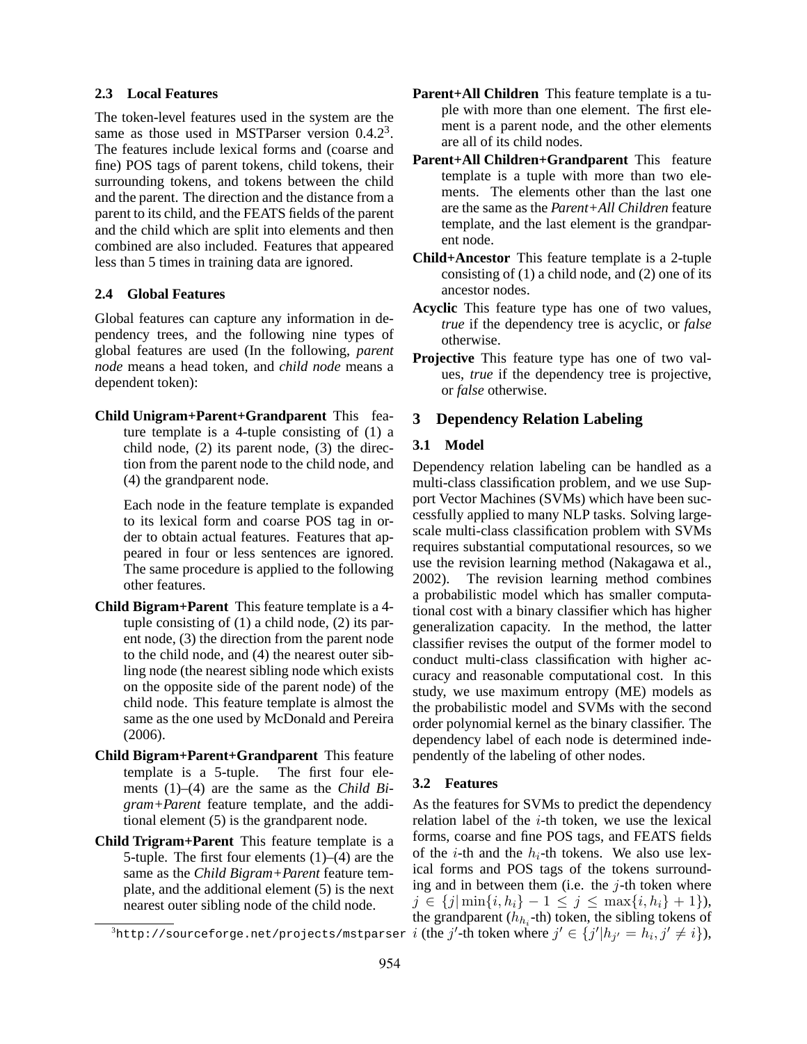### 2.3 Local Features

The token-level features used in the system are the same as those used in MSTParser version 0.4.2[3]. The features include lexical forms and (coarse and fine) POS tags of parent tokens, child tokens, their surrounding tokens, and tokens between the child and the parent. The direction and the distance from a parent to its child, and the FEATS fields of the parent and the child which are split into elements and then combined are also included. Features that appeared less than 5 times in training data are ignored.

### 2.4 Global Features

Global features can capture any information in dependency trees, and the following nine types of global features are used (In the following, *parent node* means a head token, and *child node* means a dependent token):

**Child Unigram+Parent+Grandparent** This feature template is a 4-tuple consisting of (1) a child node, (2) its parent node, (3) the direction from the parent node to the child node, and (4) the grandparent node.

Each node in the feature template is expanded to its lexical form and coarse POS tag in order to obtain actual features. Features that appeared in four or less sentences are ignored. The same procedure is applied to the following other features.

**Child Bigram+Parent** This feature template is a 4-tuple consisting of (1) a child node, (2) its parent node, (3) the direction from the parent node to the child node, and (4) the nearest outer sibling node (the nearest sibling node which exists on the opposite side of the parent node) of the child node. This feature template is almost the same as the one used by McDonald and Pereira (2006).

**Child Bigram+Parent+Grandparent** This feature template is a 5-tuple. The first four elements (1)–(4) are the same as the *Child Bigram+Parent* feature template, and the additional element (5) is the grandparent node.

**Child Trigram+Parent** This feature template is a 5-tuple. The first four elements (1)–(4) are the same as the *Child Bigram+Parent* feature template, and the additional element (5) is the next nearest outer sibling node of the child node.

**Parent+All Children** This feature template is a tuple with more than one element. The first element is a parent node, and the other elements are all of its child nodes.

**Parent+All Children+Grandparent** This feature template is a tuple with more than two elements. The elements other than the last one are the same as the *Parent+All Children* feature template, and the last element is the grandparent node.

**Child+Ancestor** This feature template is a 2-tuple consisting of (1) a child node, and (2) one of its ancestor nodes.

**Acyclic** This feature type has one of two values, *true* if the dependency tree is acyclic, or *false* otherwise.

**Projective** This feature type has one of two values, *true* if the dependency tree is projective, or *false* otherwise.

## 3 Dependency Relation Labeling

### 3.1 Model

Dependency relation labeling can be handled as a multi-class classification problem, and we use Support Vector Machines (SVMs) which have been successfully applied to many NLP tasks. Solving large-scale multi-class classification problem with SVMs requires substantial computational resources, so we use the revision learning method (Nakagawa et al., 2002). The revision learning method combines a probabilistic model which has smaller computational cost with a binary classifier which has higher generalization capacity. In the method, the latter classifier revises the output of the former model to conduct multi-class classification with higher accuracy and reasonable computational cost. In this study, we use maximum entropy (ME) models as the probabilistic model and SVMs with the second order polynomial kernel as the binary classifier. The dependency label of each node is determined independently of the labeling of other nodes.

### 3.2 Features

As the features for SVMs to predict the dependency relation label of the $i$-th token, we use the lexical forms, coarse and fine POS tags, and FEATS fields of the $i$-th and the $h_i$-th tokens. We also use lexical forms and POS tags of the tokens surrounding and in between them (i.e. the $j$-th token where $j \in \{j | \min\{i, h_i\} - 1 \leq j \leq \max\{i, h_i\} + 1\}$), the grandparent ($h_{h_i}$-th) token, the sibling tokens of $i$ (the $j'$-th token where $j' \in \{j' | h_{j'} = h_i, j' \neq i\}$),

[3] http://sourceforge.net/projects/mstparser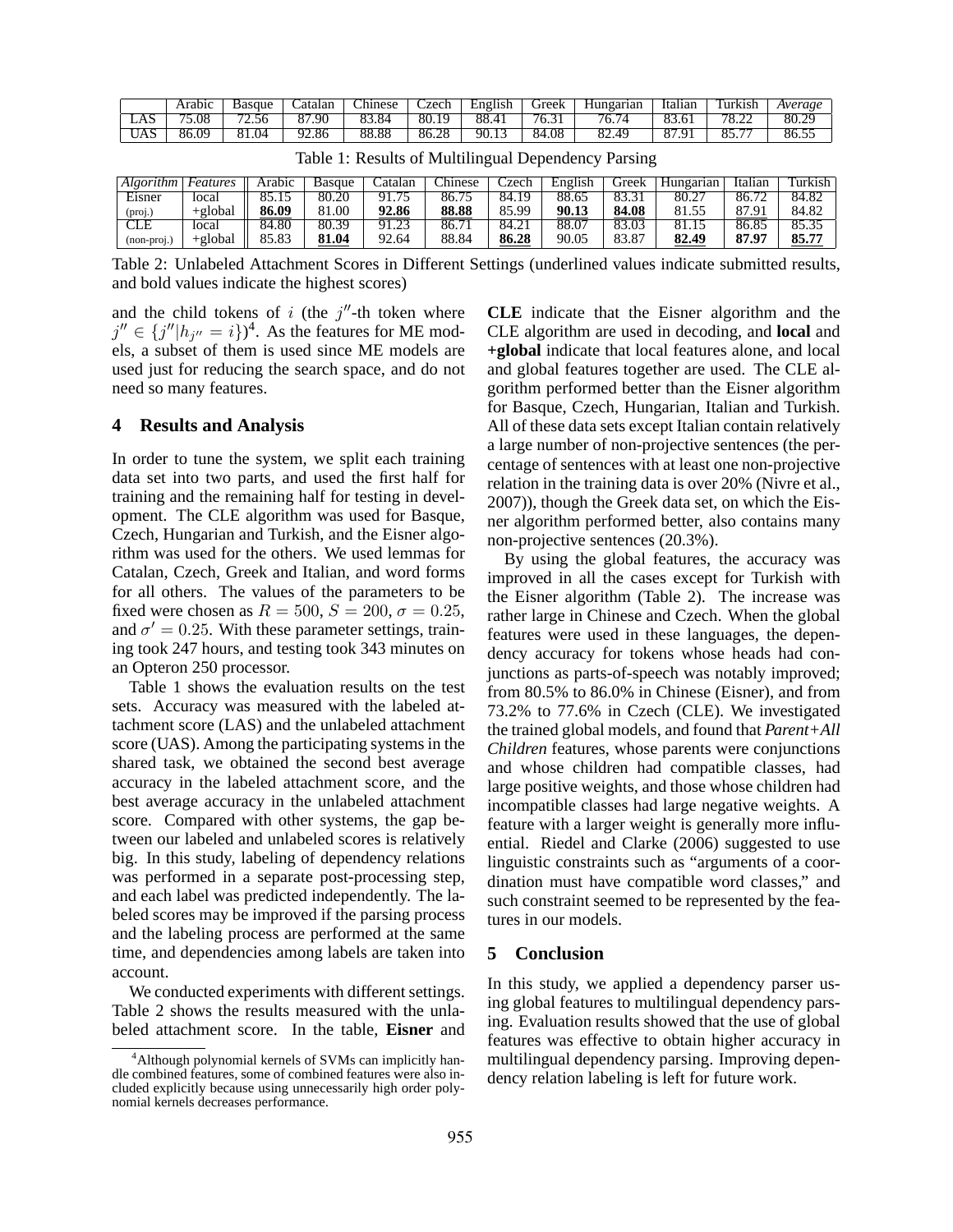| | Arabic | Basque | Catalan | Chinese | Czech | English | Greek | Hungarian | Italian | Turkish | *Average* |
|---|---|---|---|---|---|---|---|---|---|---|---|
| LAS | 75.08 | 72.56 | 87.90 | 83.84 | 80.19 | 88.41 | 76.31 | 76.74 | 83.61 | 78.22 | 80.29 |
| UAS | 86.09 | 81.04 | 92.86 | 88.88 | 86.28 | 90.13 | 84.08 | 82.49 | 87.91 | 85.77 | 86.55 |

Table 1: Results of Multilingual Dependency Parsing

| *Algorithm* | *Features* | Arabic | Basque | Catalan | Chinese | Czech | English | Greek | Hungarian | Italian | Turkish |
|---|---|---|---|---|---|---|---|---|---|---|---|
| Eisner | local | 85.15 | 80.20 | 91.75 | 86.75 | 84.19 | 88.65 | 83.31 | 80.27 | 86.72 | 84.82 |
| (proj.) | +global | **86.09** | 81.00 | **92.86** | **88.88** | 85.99 | **90.13** | **84.08** | 81.55 | 87.91 | 84.82 |
| CLE | local | 84.80 | 80.39 | 91.23 | 86.71 | 84.21 | 88.07 | 83.03 | 81.15 | 86.85 | 85.35 |
| (non-proj.) | +global | 85.83 | **81.04** | 92.64 | 88.84 | **86.28** | 90.05 | 83.87 | **82.49** | **87.97** | **85.77** |

Table 2: Unlabeled Attachment Scores in Different Settings (underlined values indicate submitted results, and bold values indicate the highest scores)

and the child tokens of $i$ (the $j''$-th token where $j'' \in \{j''|h_{j''} = i\}$)[4]. As the features for ME models, a subset of them is used since ME models are used just for reducing the search space, and do not need so many features.

## 4 Results and Analysis

In order to tune the system, we split each training data set into two parts, and used the first half for training and the remaining half for testing in development. The CLE algorithm was used for Basque, Czech, Hungarian and Turkish, and the Eisner algorithm was used for the others. We used lemmas for Catalan, Czech, Greek and Italian, and word forms for all others. The values of the parameters to be fixed were chosen as $R = 500$, $S = 200$, $\sigma = 0.25$, and $\sigma' = 0.25$. With these parameter settings, training took 247 hours, and testing took 343 minutes on an Opteron 250 processor.

Table 1 shows the evaluation results on the test sets. Accuracy was measured with the labeled attachment score (LAS) and the unlabeled attachment score (UAS). Among the participating systems in the shared task, we obtained the second best average accuracy in the labeled attachment score, and the best average accuracy in the unlabeled attachment score. Compared with other systems, the gap between our labeled and unlabeled scores is relatively big. In this study, labeling of dependency relations was performed in a separate post-processing step, and each label was predicted independently. The labeled scores may be improved if the parsing process and the labeling process are performed at the same time, and dependencies among labels are taken into account.

We conducted experiments with different settings. Table 2 shows the results measured with the unlabeled attachment score. In the table, **Eisner** and **CLE** indicate that the Eisner algorithm and the CLE algorithm are used in decoding, and **local** and **+global** indicate that local features alone, and local and global features together are used. The CLE algorithm performed better than the Eisner algorithm for Basque, Czech, Hungarian, Italian and Turkish. All of these data sets except Italian contain relatively a large number of non-projective sentences (the percentage of sentences with at least one non-projective relation in the training data is over 20% (Nivre et al., 2007)), though the Greek data set, on which the Eisner algorithm performed better, also contains many non-projective sentences (20.3%).

By using the global features, the accuracy was improved in all the cases except for Turkish with the Eisner algorithm (Table 2). The increase was rather large in Chinese and Czech. When the global features were used in these languages, the dependency accuracy for tokens whose heads had conjunctions as parts-of-speech was notably improved; from 80.5% to 86.0% in Chinese (Eisner), and from 73.2% to 77.6% in Czech (CLE). We investigated the trained global models, and found that *Parent+All Children* features, whose parents were conjunctions and whose children had compatible classes, had large positive weights, and those whose children had incompatible classes had large negative weights. A feature with a larger weight is generally more influential. Riedel and Clarke (2006) suggested to use linguistic constraints such as "arguments of a coordination must have compatible word classes," and such constraint seemed to be represented by the features in our models.

## 5 Conclusion

In this study, we applied a dependency parser using global features to multilingual dependency parsing. Evaluation results showed that the use of global features was effective to obtain higher accuracy in multilingual dependency parsing. Improving dependency relation labeling is left for future work.

[4] Although polynomial kernels of SVMs can implicitly handle combined features, some of combined features were also included explicitly because using unnecessarily high order polynomial kernels decreases performance.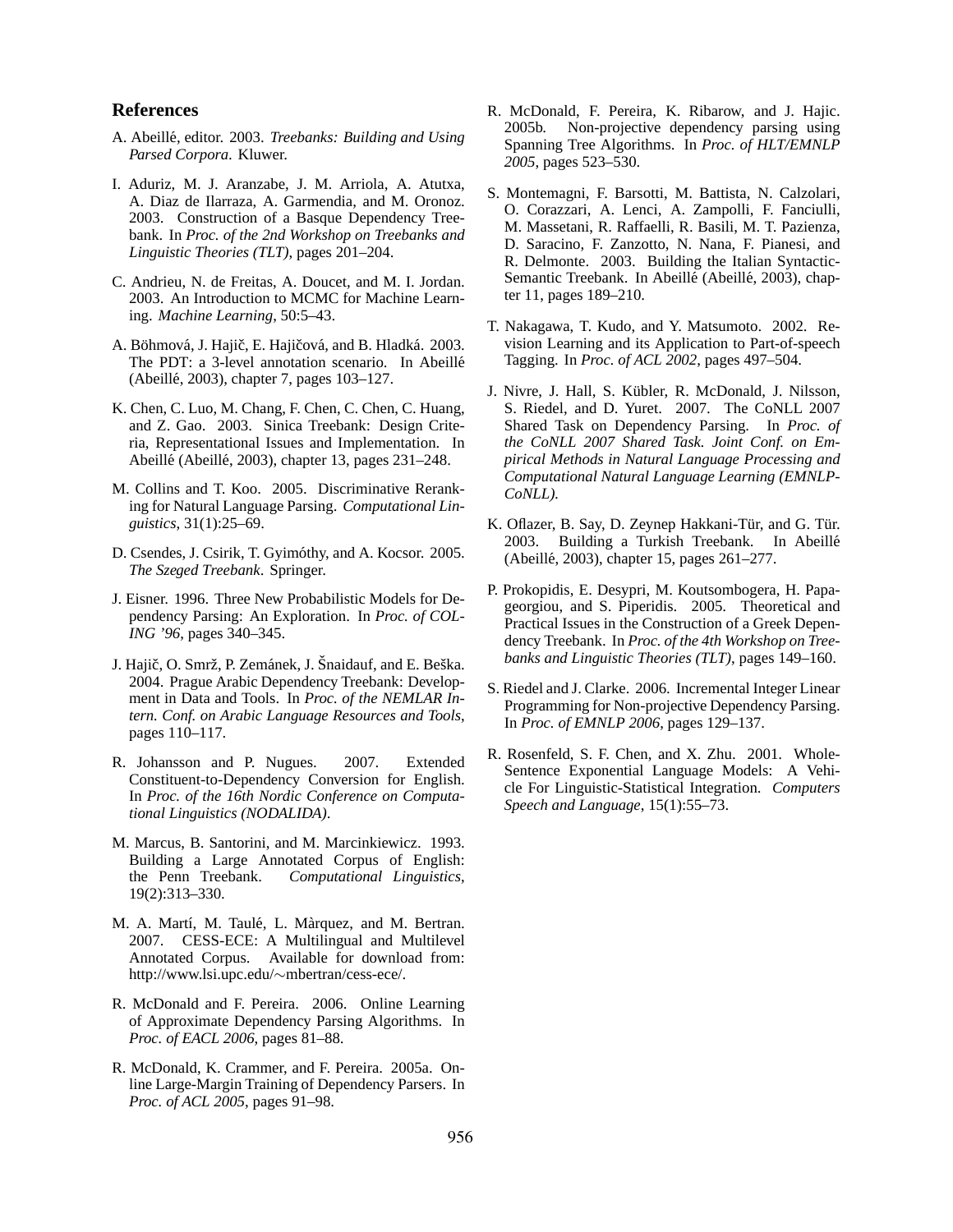## References

A. Abeillé, editor. 2003. *Treebanks: Building and Using Parsed Corpora*. Kluwer.

I. Aduriz, M. J. Aranzabe, J. M. Arriola, A. Atutxa, A. Diaz de Ilarraza, A. Garmendia, and M. Oronoz. 2003. Construction of a Basque Dependency Treebank. In *Proc. of the 2nd Workshop on Treebanks and Linguistic Theories (TLT)*, pages 201–204.

C. Andrieu, N. de Freitas, A. Doucet, and M. I. Jordan. 2003. An Introduction to MCMC for Machine Learning. *Machine Learning*, 50:5–43.

A. Böhmová, J. Hajič, E. Hajičová, and B. Hladká. 2003. The PDT: a 3-level annotation scenario. In Abeillé (Abeillé, 2003), chapter 7, pages 103–127.

K. Chen, C. Luo, M. Chang, F. Chen, C. Chen, C. Huang, and Z. Gao. 2003. Sinica Treebank: Design Criteria, Representational Issues and Implementation. In Abeillé (Abeillé, 2003), chapter 13, pages 231–248.

M. Collins and T. Koo. 2005. Discriminative Reranking for Natural Language Parsing. *Computational Linguistics*, 31(1):25–69.

D. Csendes, J. Csirik, T. Gyimóthy, and A. Kocsor. 2005. *The Szeged Treebank*. Springer.

J. Eisner. 1996. Three New Probabilistic Models for Dependency Parsing: An Exploration. In *Proc. of COLING '96*, pages 340–345.

J. Hajič, O. Smrž, P. Zemánek, J. Šnaidauf, and E. Beška. 2004. Prague Arabic Dependency Treebank: Development in Data and Tools. In *Proc. of the NEMLAR Intern. Conf. on Arabic Language Resources and Tools*, pages 110–117.

R. Johansson and P. Nugues. 2007. Extended Constituent-to-Dependency Conversion for English. In *Proc. of the 16th Nordic Conference on Computational Linguistics (NODALIDA)*.

M. Marcus, B. Santorini, and M. Marcinkiewicz. 1993. Building a Large Annotated Corpus of English: the Penn Treebank. *Computational Linguistics*, 19(2):313–330.

M. A. Martí, M. Taulé, L. Màrquez, and M. Bertran. 2007. CESS-ECE: A Multilingual and Multilevel Annotated Corpus. Available for download from: http://www.lsi.upc.edu/∼mbertran/cess-ece/.

R. McDonald and F. Pereira. 2006. Online Learning of Approximate Dependency Parsing Algorithms. In *Proc. of EACL 2006*, pages 81–88.

R. McDonald, K. Crammer, and F. Pereira. 2005a. Online Large-Margin Training of Dependency Parsers. In *Proc. of ACL 2005*, pages 91–98.

R. McDonald, F. Pereira, K. Ribarow, and J. Hajic. 2005b. Non-projective dependency parsing using Spanning Tree Algorithms. In *Proc. of HLT/EMNLP 2005*, pages 523–530.

S. Montemagni, F. Barsotti, M. Battista, N. Calzolari, O. Corazzari, A. Lenci, A. Zampolli, F. Fanciulli, M. Massetani, R. Raffaelli, R. Basili, M. T. Pazienza, D. Saracino, F. Zanzotto, N. Nana, F. Pianesi, and R. Delmonte. 2003. Building the Italian Syntactic-Semantic Treebank. In Abeillé (Abeillé, 2003), chapter 11, pages 189–210.

T. Nakagawa, T. Kudo, and Y. Matsumoto. 2002. Revision Learning and its Application to Part-of-speech Tagging. In *Proc. of ACL 2002*, pages 497–504.

J. Nivre, J. Hall, S. Kübler, R. McDonald, J. Nilsson, S. Riedel, and D. Yuret. 2007. The CoNLL 2007 Shared Task on Dependency Parsing. In *Proc. of the CoNLL 2007 Shared Task. Joint Conf. on Empirical Methods in Natural Language Processing and Computational Natural Language Learning (EMNLP-CoNLL)*.

K. Oflazer, B. Say, D. Zeynep Hakkani-Tür, and G. Tür. 2003. Building a Turkish Treebank. In Abeillé (Abeillé, 2003), chapter 15, pages 261–277.

P. Prokopidis, E. Desypri, M. Koutsombogera, H. Papageorgiou, and S. Piperidis. 2005. Theoretical and Practical Issues in the Construction of a Greek Dependency Treebank. In *Proc. of the 4th Workshop on Treebanks and Linguistic Theories (TLT)*, pages 149–160.

S. Riedel and J. Clarke. 2006. Incremental Integer Linear Programming for Non-projective Dependency Parsing. In *Proc. of EMNLP 2006*, pages 129–137.

R. Rosenfeld, S. F. Chen, and X. Zhu. 2001. Whole-Sentence Exponential Language Models: A Vehicle For Linguistic-Statistical Integration. *Computers Speech and Language*, 15(1):55–73.